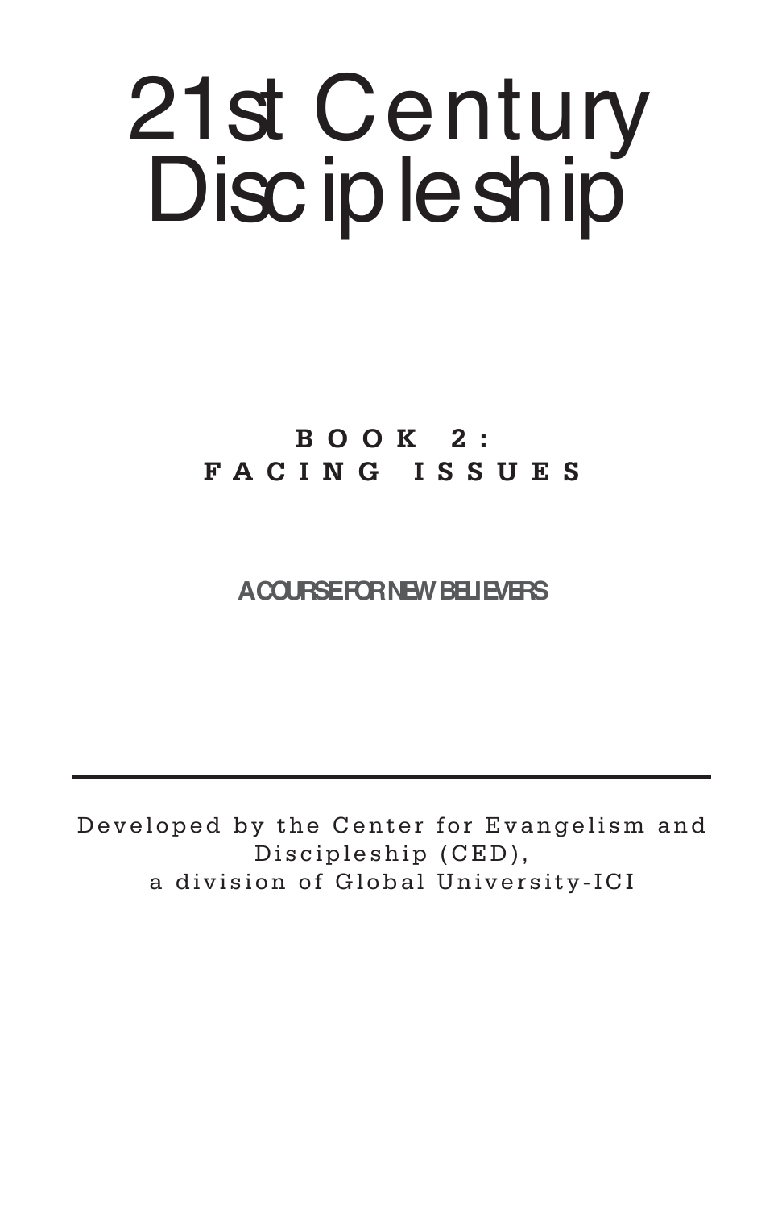# 21st Century Discipleship

## BOOK 2: FACING ISSUES

**A COURSE FOR NEW BELIEVERS**

---

Developed by the Center for Evangelism and Discipleship (CED), a division of Global University-ICI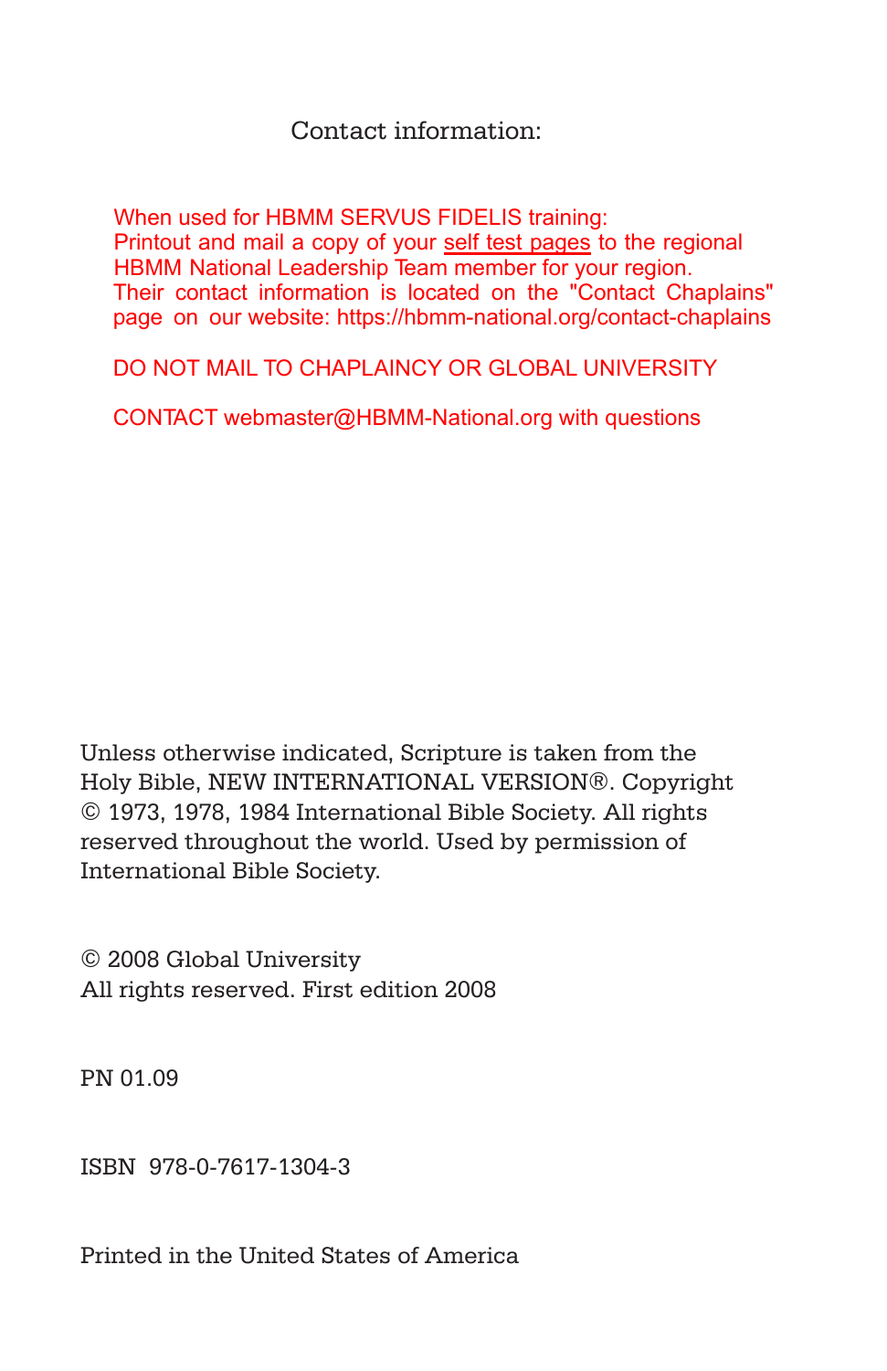Contact information:

When used for HBMM SERVUS FIDELIS training:
Printout and mail a copy of your self test pages to the regional HBMM National Leadership Team member for your region.
Their contact information is located on the "Contact Chaplains" page on our website: https://hbmm-national.org/contact-chaplains

DO NOT MAIL TO CHAPLAINCY OR GLOBAL UNIVERSITY

CONTACT webmaster@HBMM-National.org with questions

Unless otherwise indicated, Scripture is taken from the Holy Bible, NEW INTERNATIONAL VERSION®. Copyright © 1973, 1978, 1984 International Bible Society. All rights reserved throughout the world. Used by permission of International Bible Society.

© 2008 Global University
All rights reserved. First edition 2008

PN 01.09

ISBN 978-0-7617-1304-3

Printed in the United States of America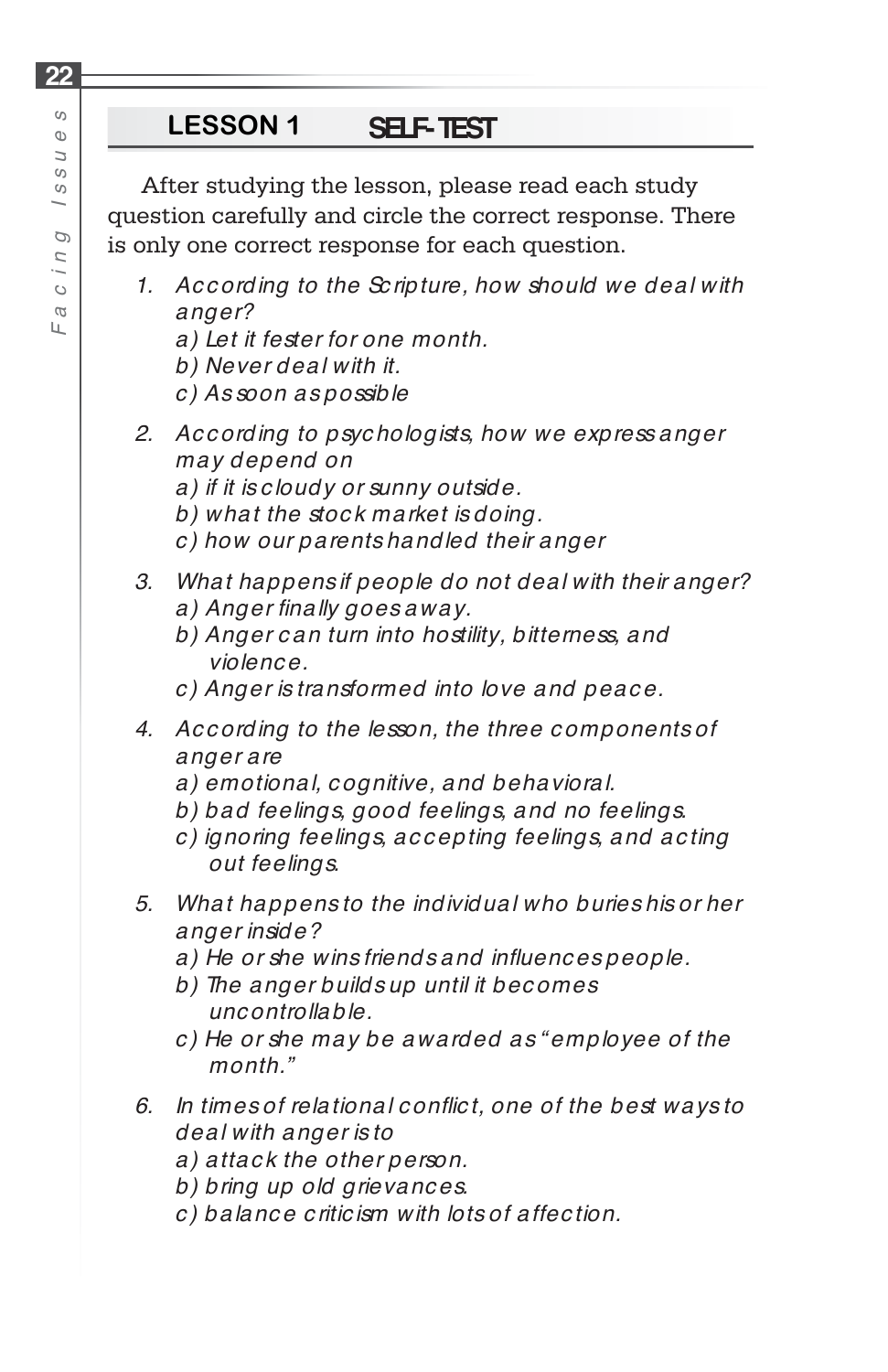## LESSON 1 SELF-TEST

After studying the lesson, please read each study question carefully and circle the correct response. There is only one correct response for each question.

1. *According to the Scripture, how should we deal with anger?*
   *a) Let it fester for one month.*
   *b) Never deal with it.*
   *c) As soon as possible*

2. *According to psychologists, how we express anger may depend on*
   *a) if it is cloudy or sunny outside.*
   *b) what the stock market is doing.*
   *c) how our parents handled their anger*

3. *What happens if people do not deal with their anger?*
   *a) Anger finally goes away.*
   *b) Anger can turn into hostility, bitterness, and violence.*
   *c) Anger is transformed into love and peace.*

4. *According to the lesson, the three components of anger are*
   *a) emotional, cognitive, and behavioral.*
   *b) bad feelings, good feelings, and no feelings.*
   *c) ignoring feelings, accepting feelings, and acting out feelings.*

5. *What happens to the individual who buries his or her anger inside?*
   *a) He or she wins friends and influences people.*
   *b) The anger builds up until it becomes uncontrollable.*
   *c) He or she may be awarded as "employee of the month."*

6. *In times of relational conflict, one of the best ways to deal with anger is to*
   *a) attack the other person.*
   *b) bring up old grievances.*
   *c) balance criticism with lots of affection.*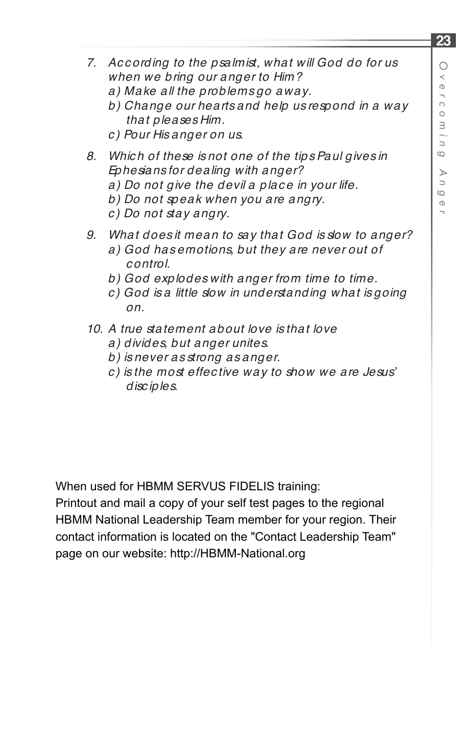7. *According to the psalmist, what will God do for us when we bring our anger to Him?*
   *a) Make all the problems go away.*
   *b) Change our hearts and help us respond in a way that pleases Him.*
   *c) Pour His anger on us.*

8. *Which of these is not one of the tips Paul gives in Ephesians for dealing with anger?*
   *a) Do not give the devil a place in your life.*
   *b) Do not speak when you are angry.*
   *c) Do not stay angry.*

9. *What does it mean to say that God is slow to anger?*
   *a) God has emotions, but they are never out of control.*
   *b) God explodes with anger from time to time.*
   *c) God is a little slow in understanding what is going on.*

10. *A true statement about love is that love*
    *a) divides, but anger unites.*
    *b) is never as strong as anger.*
    *c) is the most effective way to show we are Jesus' disciples.*

When used for HBMM SERVUS FIDELIS training:
Printout and mail a copy of your self test pages to the regional HBMM National Leadership Team member for your region. Their contact information is located on the "Contact Leadership Team" page on our website: http://HBMM-National.org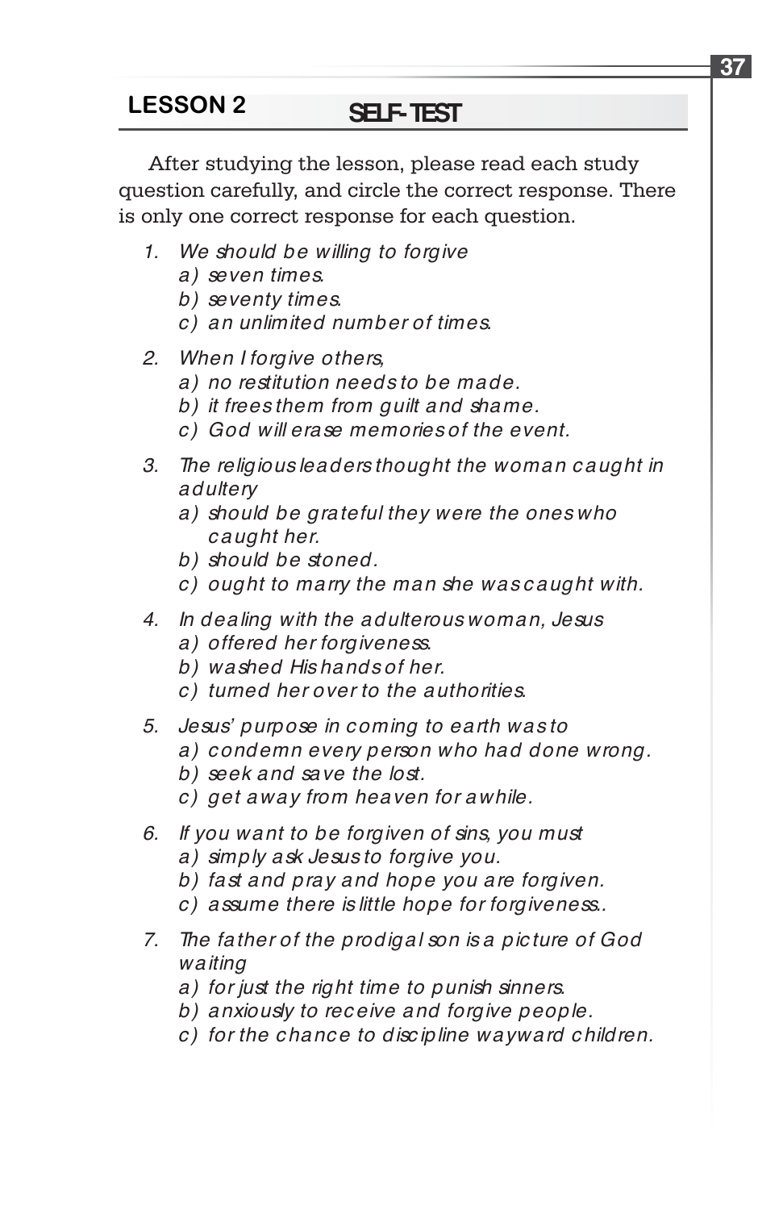## LESSON 2 — SELF-TEST

After studying the lesson, please read each study question carefully, and circle the correct response. There is only one correct response for each question.

1. *We should be willing to forgive*
   - *a) seven times.*
   - *b) seventy times.*
   - *c) an unlimited number of times.*

2. *When I forgive others,*
   - *a) no restitution needs to be made.*
   - *b) it frees them from guilt and shame.*
   - *c) God will erase memories of the event.*

3. *The religious leaders thought the woman caught in adultery*
   - *a) should be grateful they were the ones who caught her.*
   - *b) should be stoned.*
   - *c) ought to marry the man she was caught with.*

4. *In dealing with the adulterous woman, Jesus*
   - *a) offered her forgiveness.*
   - *b) washed His hands of her.*
   - *c) turned her over to the authorities.*

5. *Jesus' purpose in coming to earth was to*
   - *a) condemn every person who had done wrong.*
   - *b) seek and save the lost.*
   - *c) get away from heaven for awhile.*

6. *If you want to be forgiven of sins, you must*
   - *a) simply ask Jesus to forgive you.*
   - *b) fast and pray and hope you are forgiven.*
   - *c) assume there is little hope for forgiveness..*

7. *The father of the prodigal son is a picture of God waiting*
   - *a) for just the right time to punish sinners.*
   - *b) anxiously to receive and forgive people.*
   - *c) for the chance to discipline wayward children.*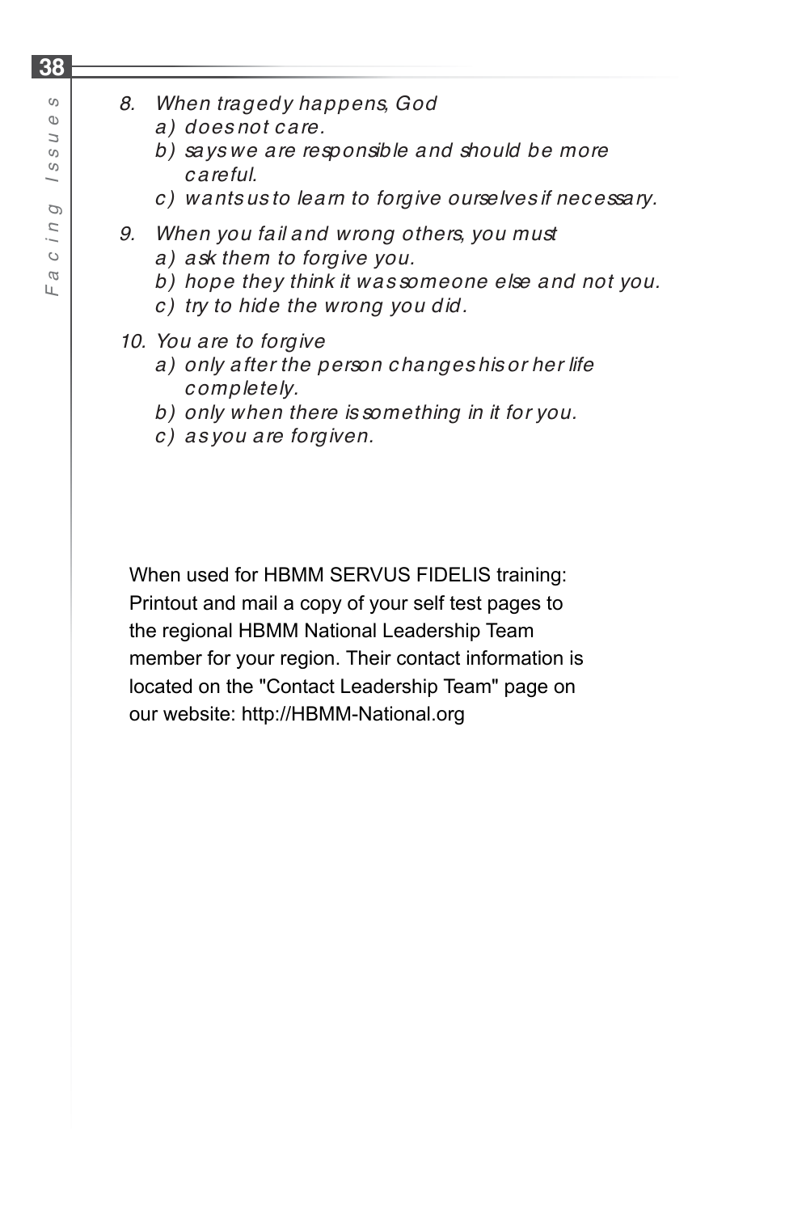*8. When tragedy happens, God*

*a) does not care.*

*b) says we are responsible and should be more careful.*

*c) wants us to learn to forgive ourselves if necessary.*

*9. When you fail and wrong others, you must*

*a) ask them to forgive you.*

*b) hope they think it was someone else and not you.*

*c) try to hide the wrong you did.*

*10. You are to forgive*

*a) only after the person changes his or her life completely.*

*b) only when there is something in it for you.*

*c) as you are forgiven.*

When used for HBMM SERVUS FIDELIS training: Printout and mail a copy of your self test pages to the regional HBMM National Leadership Team member for your region. Their contact information is located on the "Contact Leadership Team" page on our website: http://HBMM-National.org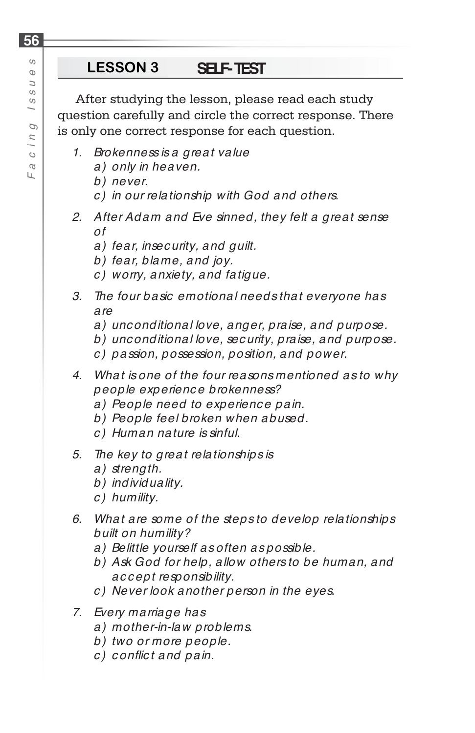## LESSON 3 SELF-TEST

After studying the lesson, please read each study question carefully and circle the correct response. There is only one correct response for each question.

1. *Brokenness is a great value*
   *a) only in heaven.*
   *b) never.*
   *c) in our relationship with God and others.*

2. *After Adam and Eve sinned, they felt a great sense of*
   *a) fear, insecurity, and guilt.*
   *b) fear, blame, and joy.*
   *c) worry, anxiety, and fatigue.*

3. *The four basic emotional needs that everyone has are*
   *a) unconditional love, anger, praise, and purpose.*
   *b) unconditional love, security, praise, and purpose.*
   *c) passion, possession, position, and power.*

4. *What is one of the four reasons mentioned as to why people experience brokenness?*
   *a) People need to experience pain.*
   *b) People feel broken when abused.*
   *c) Human nature is sinful.*

5. *The key to great relationships is*
   *a) strength.*
   *b) individuality.*
   *c) humility.*

6. *What are some of the steps to develop relationships built on humility?*
   *a) Belittle yourself as often as possible.*
   *b) Ask God for help, allow others to be human, and accept responsibility.*
   *c) Never look another person in the eyes.*

7. *Every marriage has*
   *a) mother-in-law problems.*
   *b) two or more people.*
   *c) conflict and pain.*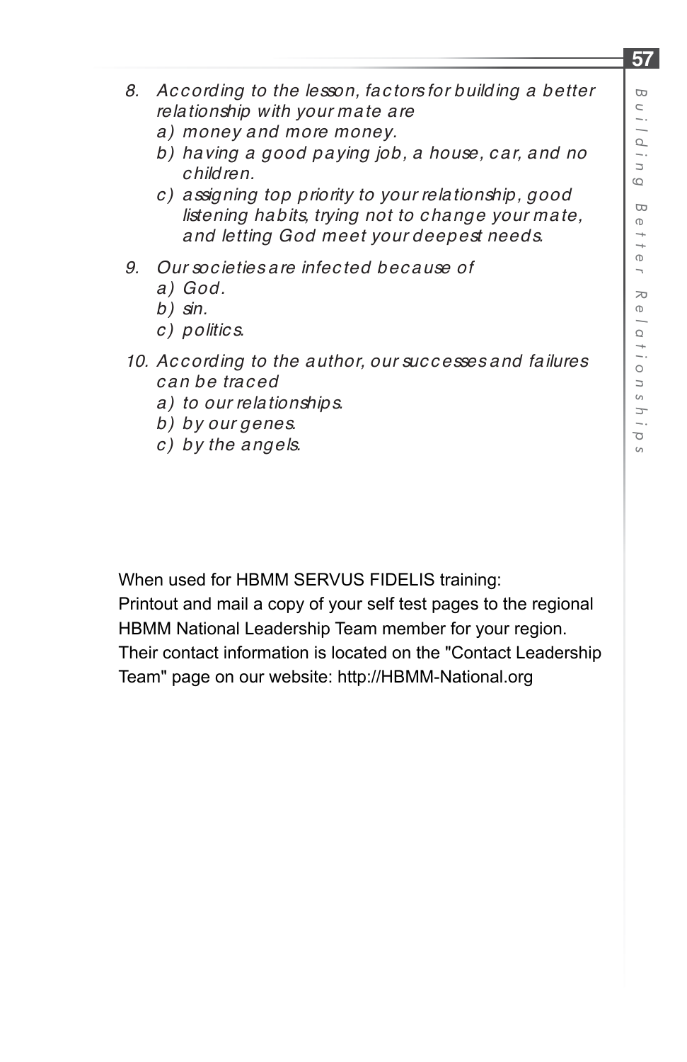8. *According to the lesson, factors for building a better relationship with your mate are*
   *a) money and more money.*
   *b) having a good paying job, a house, car, and no children.*
   *c) assigning top priority to your relationship, good listening habits, trying not to change your mate, and letting God meet your deepest needs.*

9. *Our societies are infected because of*
   *a) God.*
   *b) sin.*
   *c) politics.*

10. *According to the author, our successes and failures can be traced*
    *a) to our relationships.*
    *b) by our genes.*
    *c) by the angels.*

When used for HBMM SERVUS FIDELIS training:
Printout and mail a copy of your self test pages to the regional HBMM National Leadership Team member for your region. Their contact information is located on the "Contact Leadership Team" page on our website: http://HBMM-National.org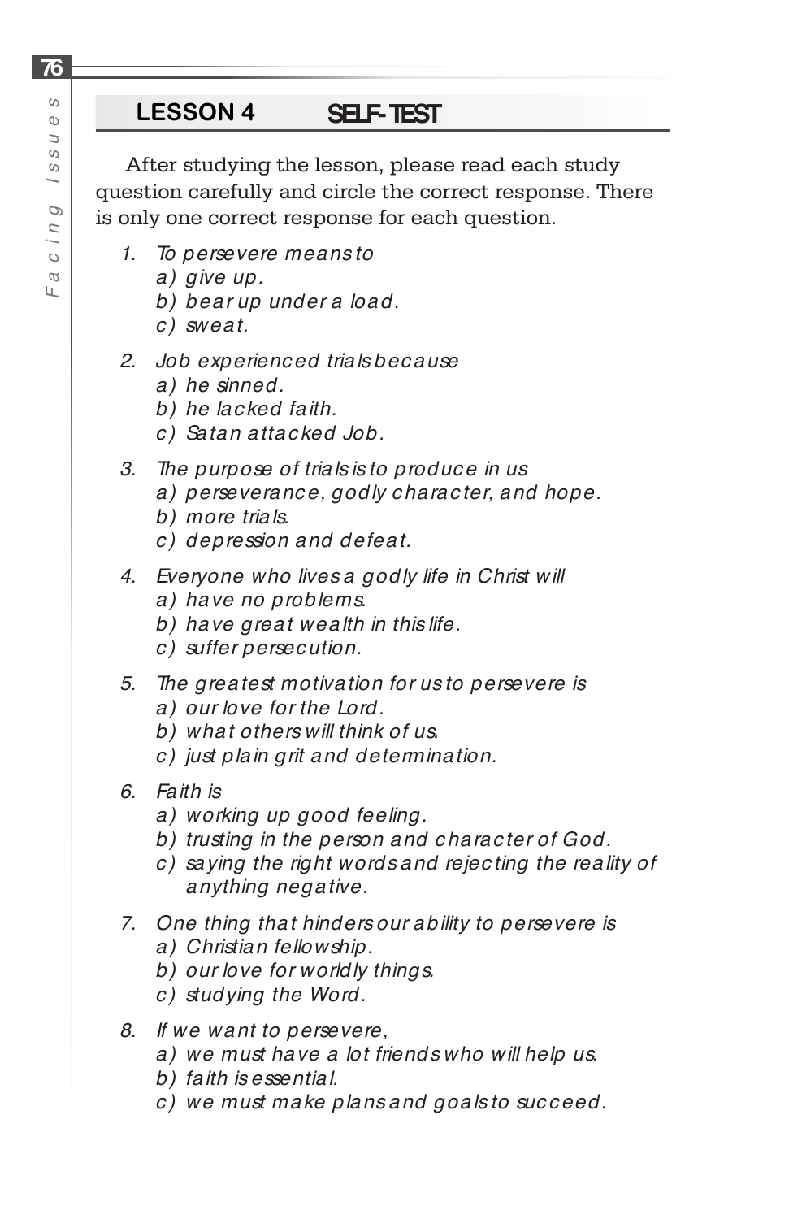## LESSON 4 SELF-TEST

After studying the lesson, please read each study question carefully and circle the correct response. There is only one correct response for each question.

1. *To persevere means to*
   *a) give up.*
   *b) bear up under a load.*
   *c) sweat.*

2. *Job experienced trials because*
   *a) he sinned.*
   *b) he lacked faith.*
   *c) Satan attacked Job.*

3. *The purpose of trials is to produce in us*
   *a) perseverance, godly character, and hope.*
   *b) more trials.*
   *c) depression and defeat.*

4. *Everyone who lives a godly life in Christ will*
   *a) have no problems.*
   *b) have great wealth in this life.*
   *c) suffer persecution.*

5. *The greatest motivation for us to persevere is*
   *a) our love for the Lord.*
   *b) what others will think of us.*
   *c) just plain grit and determination.*

6. *Faith is*
   *a) working up good feeling.*
   *b) trusting in the person and character of God.*
   *c) saying the right words and rejecting the reality of anything negative.*

7. *One thing that hinders our ability to persevere is*
   *a) Christian fellowship.*
   *b) our love for worldly things.*
   *c) studying the Word.*

8. *If we want to persevere,*
   *a) we must have a lot friends who will help us.*
   *b) faith is essential.*
   *c) we must make plans and goals to succeed.*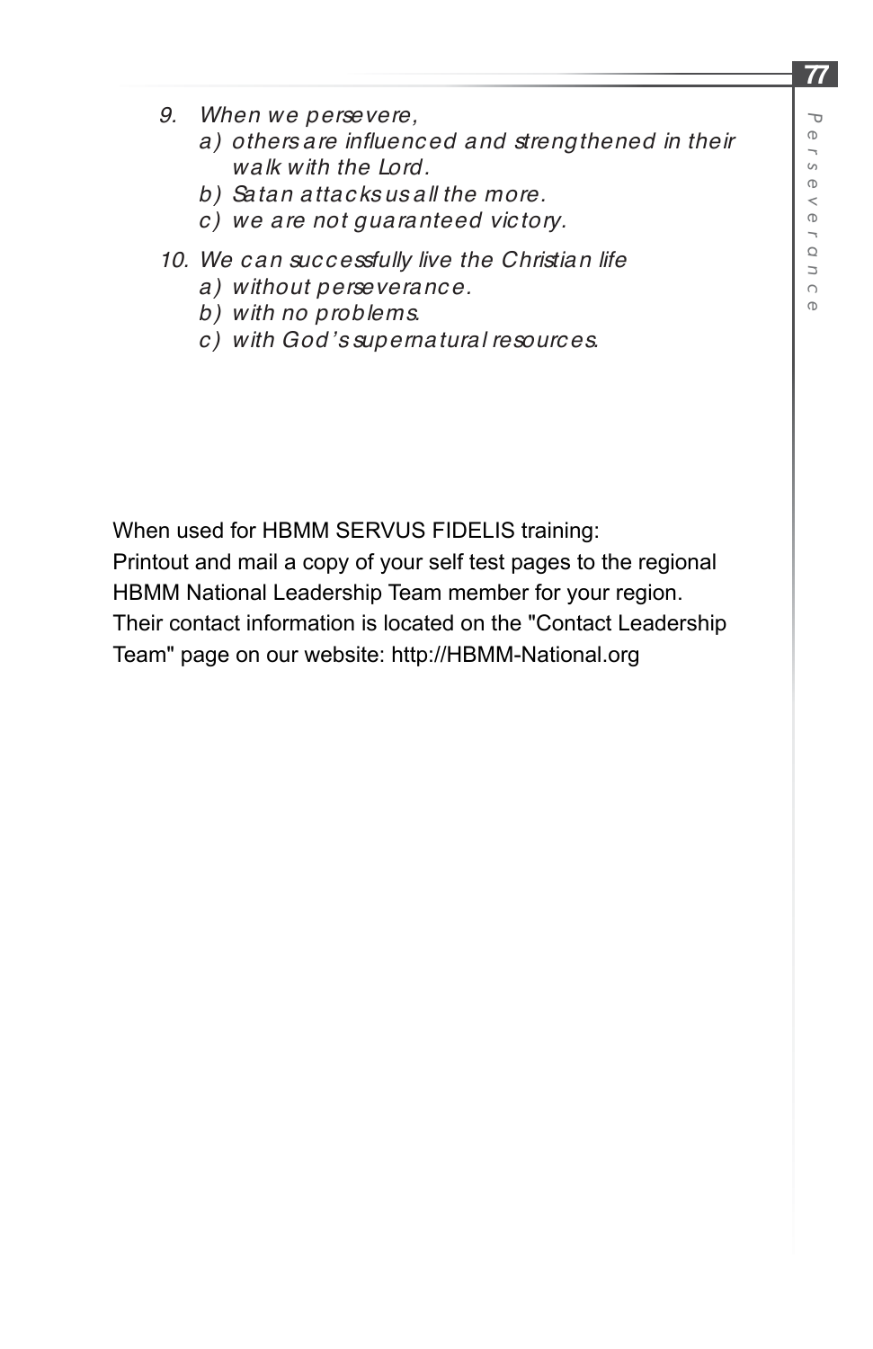*9. When we persevere,*
   - *a) others are influenced and strengthened in their walk with the Lord.*
   - *b) Satan attacks us all the more.*
   - *c) we are not guaranteed victory.*

*10. We can successfully live the Christian life*
   - *a) without perseverance.*
   - *b) with no problems.*
   - *c) with God's supernatural resources.*

When used for HBMM SERVUS FIDELIS training:
Printout and mail a copy of your self test pages to the regional HBMM National Leadership Team member for your region. Their contact information is located on the "Contact Leadership Team" page on our website: http://HBMM-National.org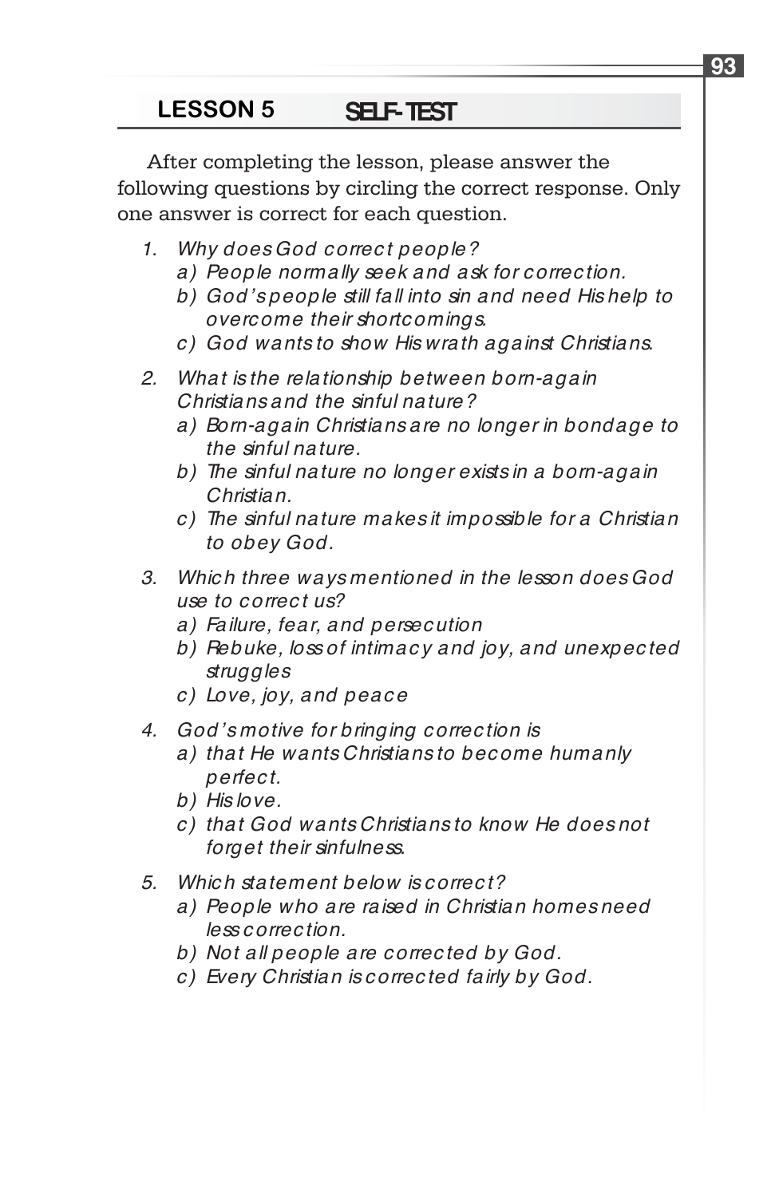## LESSON 5 SELF-TEST

After completing the lesson, please answer the following questions by circling the correct response. Only one answer is correct for each question.

1. *Why does God correct people?*
   - *a) People normally seek and ask for correction.*
   - *b) God's people still fall into sin and need His help to overcome their shortcomings.*
   - *c) God wants to show His wrath against Christians.*

2. *What is the relationship between born-again Christians and the sinful nature?*
   - *a) Born-again Christians are no longer in bondage to the sinful nature.*
   - *b) The sinful nature no longer exists in a born-again Christian.*
   - *c) The sinful nature makes it impossible for a Christian to obey God.*

3. *Which three ways mentioned in the lesson does God use to correct us?*
   - *a) Failure, fear, and persecution*
   - *b) Rebuke, loss of intimacy and joy, and unexpected struggles*
   - *c) Love, joy, and peace*

4. *God's motive for bringing correction is*
   - *a) that He wants Christians to become humanly perfect.*
   - *b) His love.*
   - *c) that God wants Christians to know He does not forget their sinfulness.*

5. *Which statement below is correct?*
   - *a) People who are raised in Christian homes need less correction.*
   - *b) Not all people are corrected by God.*
   - *c) Every Christian is corrected fairly by God.*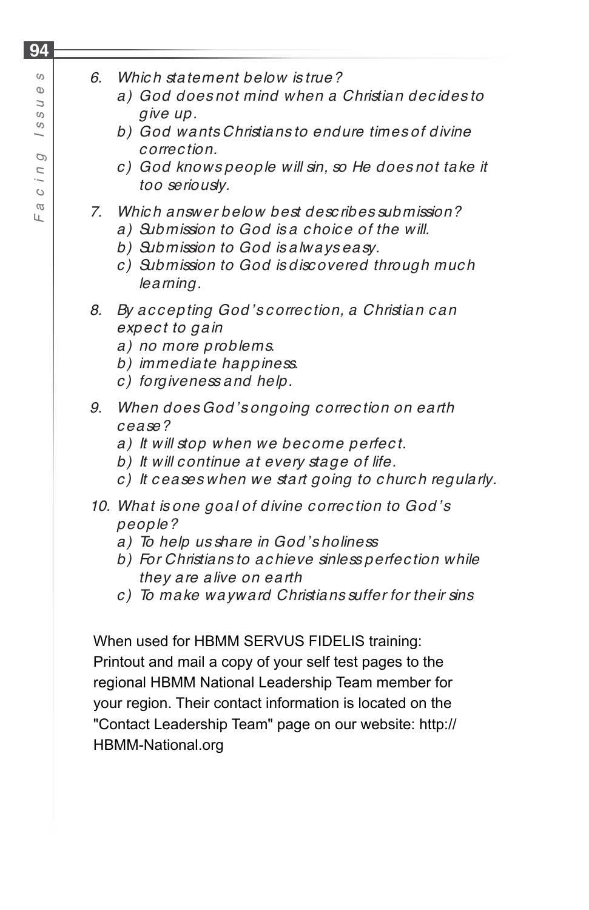6. *Which statement below is true?*
   a) *God does not mind when a Christian decides to give up.*
   b) *God wants Christians to endure times of divine correction.*
   c) *God knows people will sin, so He does not take it too seriously.*

7. *Which answer below best describes submission?*
   a) *Submission to God is a choice of the will.*
   b) *Submission to God is always easy.*
   c) *Submission to God is discovered through much learning.*

8. *By accepting God's correction, a Christian can expect to gain*
   a) *no more problems.*
   b) *immediate happiness.*
   c) *forgiveness and help.*

9. *When does God's ongoing correction on earth cease?*
   a) *It will stop when we become perfect.*
   b) *It will continue at every stage of life.*
   c) *It ceases when we start going to church regularly.*

10. *What is one goal of divine correction to God's people?*
    a) *To help us share in God's holiness*
    b) *For Christians to achieve sinless perfection while they are alive on earth*
    c) *To make wayward Christians suffer for their sins*

When used for HBMM SERVUS FIDELIS training: Printout and mail a copy of your self test pages to the regional HBMM National Leadership Team member for your region. Their contact information is located on the "Contact Leadership Team" page on our website: http://HBMM-National.org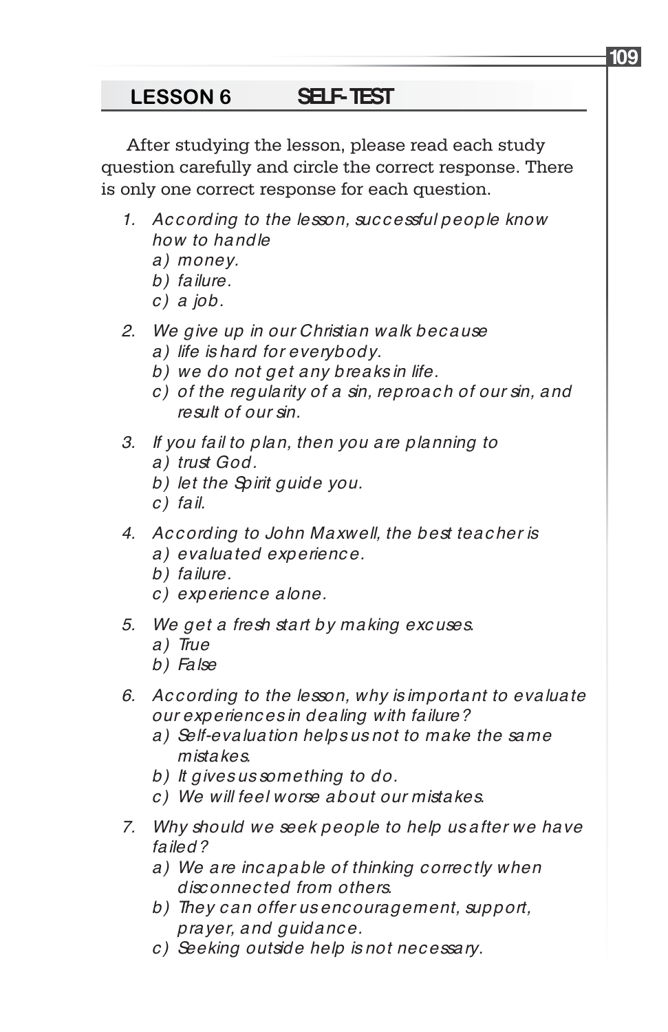## LESSON 6 SELF-TEST

After studying the lesson, please read each study question carefully and circle the correct response. There is only one correct response for each question.

1. *According to the lesson, successful people know how to handle*
   *a) money.*
   *b) failure.*
   *c) a job.*

2. *We give up in our Christian walk because*
   *a) life is hard for everybody.*
   *b) we do not get any breaks in life.*
   *c) of the regularity of a sin, reproach of our sin, and result of our sin.*

3. *If you fail to plan, then you are planning to*
   *a) trust God.*
   *b) let the Spirit guide you.*
   *c) fail.*

4. *According to John Maxwell, the best teacher is*
   *a) evaluated experience.*
   *b) failure.*
   *c) experience alone.*

5. *We get a fresh start by making excuses.*
   *a) True*
   *b) False*

6. *According to the lesson, why is important to evaluate our experiences in dealing with failure?*
   *a) Self-evaluation helps us not to make the same mistakes.*
   *b) It gives us something to do.*
   *c) We will feel worse about our mistakes.*

7. *Why should we seek people to help us after we have failed?*
   *a) We are incapable of thinking correctly when disconnected from others.*
   *b) They can offer us encouragement, support, prayer, and guidance.*
   *c) Seeking outside help is not necessary.*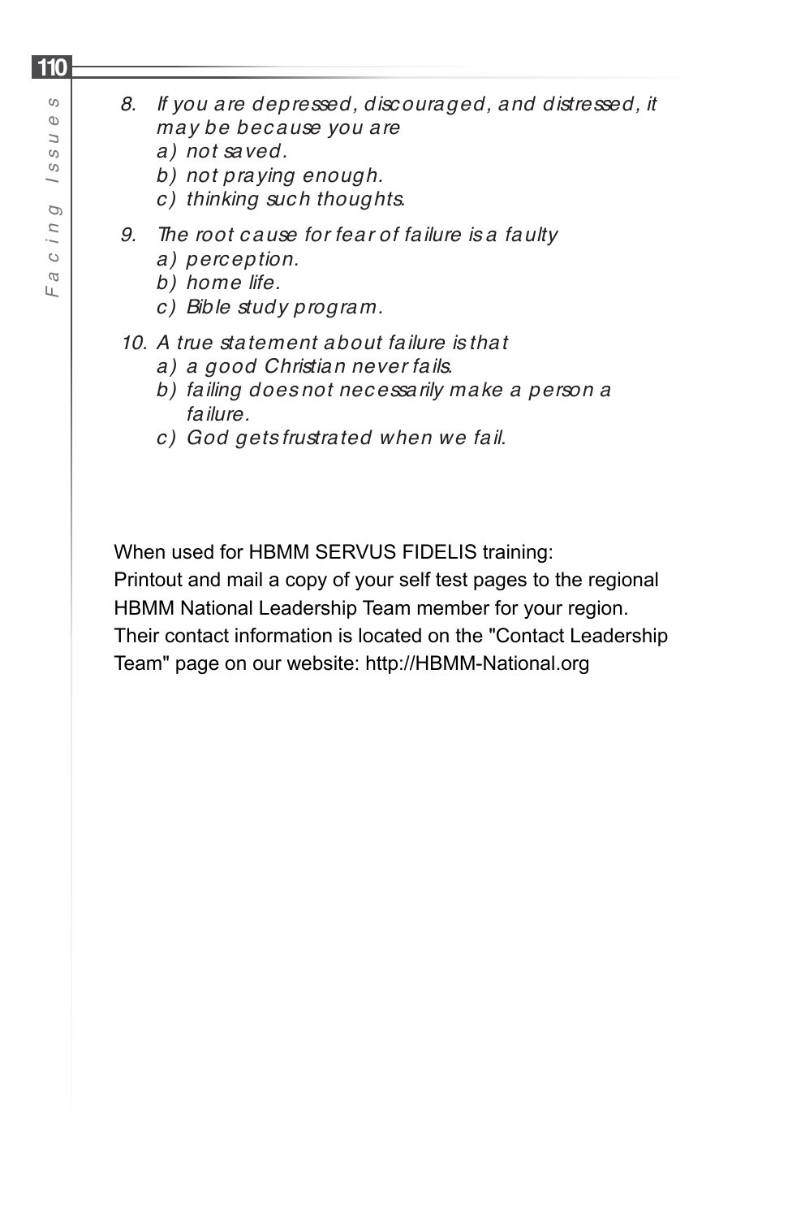*8. If you are depressed, discouraged, and distressed, it may be because you are*
   *a) not saved.*
   *b) not praying enough.*
   *c) thinking such thoughts.*

*9. The root cause for fear of failure is a faulty*
   *a) perception.*
   *b) home life.*
   *c) Bible study program.*

*10. A true statement about failure is that*
   *a) a good Christian never fails.*
   *b) failing does not necessarily make a person a failure.*
   *c) God gets frustrated when we fail.*

When used for HBMM SERVUS FIDELIS training:
Printout and mail a copy of your self test pages to the regional HBMM National Leadership Team member for your region. Their contact information is located on the "Contact Leadership Team" page on our website: http://HBMM-National.org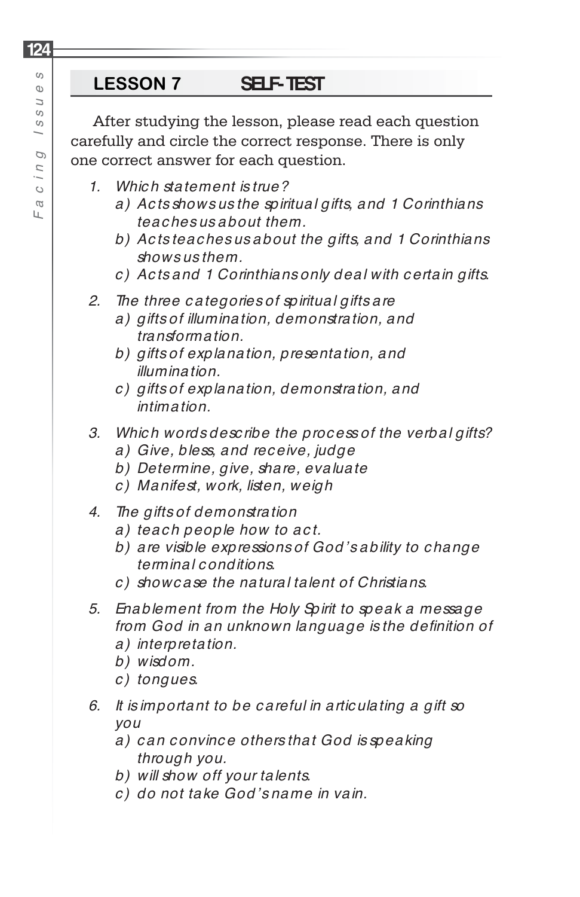## LESSON 7 SELF-TEST

After studying the lesson, please read each question carefully and circle the correct response. There is only one correct answer for each question.

1. *Which statement is true?*
   a) *Acts shows us the spiritual gifts, and 1 Corinthians teaches us about them.*
   b) *Acts teaches us about the gifts, and 1 Corinthians shows us them.*
   c) *Acts and 1 Corinthians only deal with certain gifts.*

2. *The three categories of spiritual gifts are*
   a) *gifts of illumination, demonstration, and transformation.*
   b) *gifts of explanation, presentation, and illumination.*
   c) *gifts of explanation, demonstration, and intimation.*

3. *Which words describe the process of the verbal gifts?*
   a) *Give, bless, and receive, judge*
   b) *Determine, give, share, evaluate*
   c) *Manifest, work, listen, weigh*

4. *The gifts of demonstration*
   a) *teach people how to act.*
   b) *are visible expressions of God's ability to change terminal conditions.*
   c) *showcase the natural talent of Christians.*

5. *Enablement from the Holy Spirit to speak a message from God in an unknown language is the definition of*
   a) *interpretation.*
   b) *wisdom.*
   c) *tongues.*

6. *It is important to be careful in articulating a gift so you*
   a) *can convince others that God is speaking through you.*
   b) *will show off your talents.*
   c) *do not take God's name in vain.*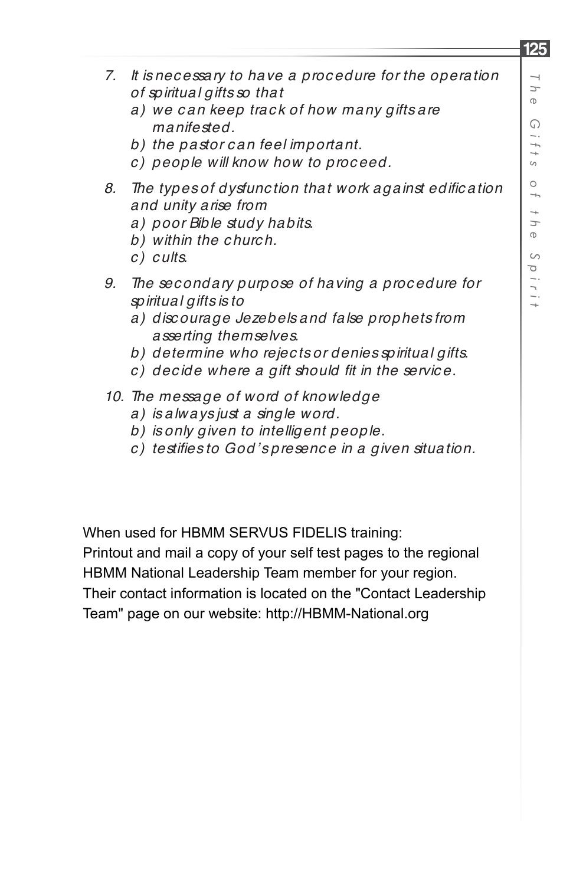*7. It is necessary to have a procedure for the operation of spiritual gifts so that*

*a) we can keep track of how many gifts are manifested.*

*b) the pastor can feel important.*

*c) people will know how to proceed.*

*8. The types of dysfunction that work against edification and unity arise from*

*a) poor Bible study habits.*

*b) within the church.*

*c) cults.*

*9. The secondary purpose of having a procedure for spiritual gifts is to*

*a) discourage Jezebels and false prophets from asserting themselves.*

*b) determine who rejects or denies spiritual gifts.*

*c) decide where a gift should fit in the service.*

*10. The message of word of knowledge*

*a) is always just a single word.*

*b) is only given to intelligent people.*

*c) testifies to God's presence in a given situation.*

When used for HBMM SERVUS FIDELIS training:
Printout and mail a copy of your self test pages to the regional HBMM National Leadership Team member for your region. Their contact information is located on the "Contact Leadership Team" page on our website: http://HBMM-National.org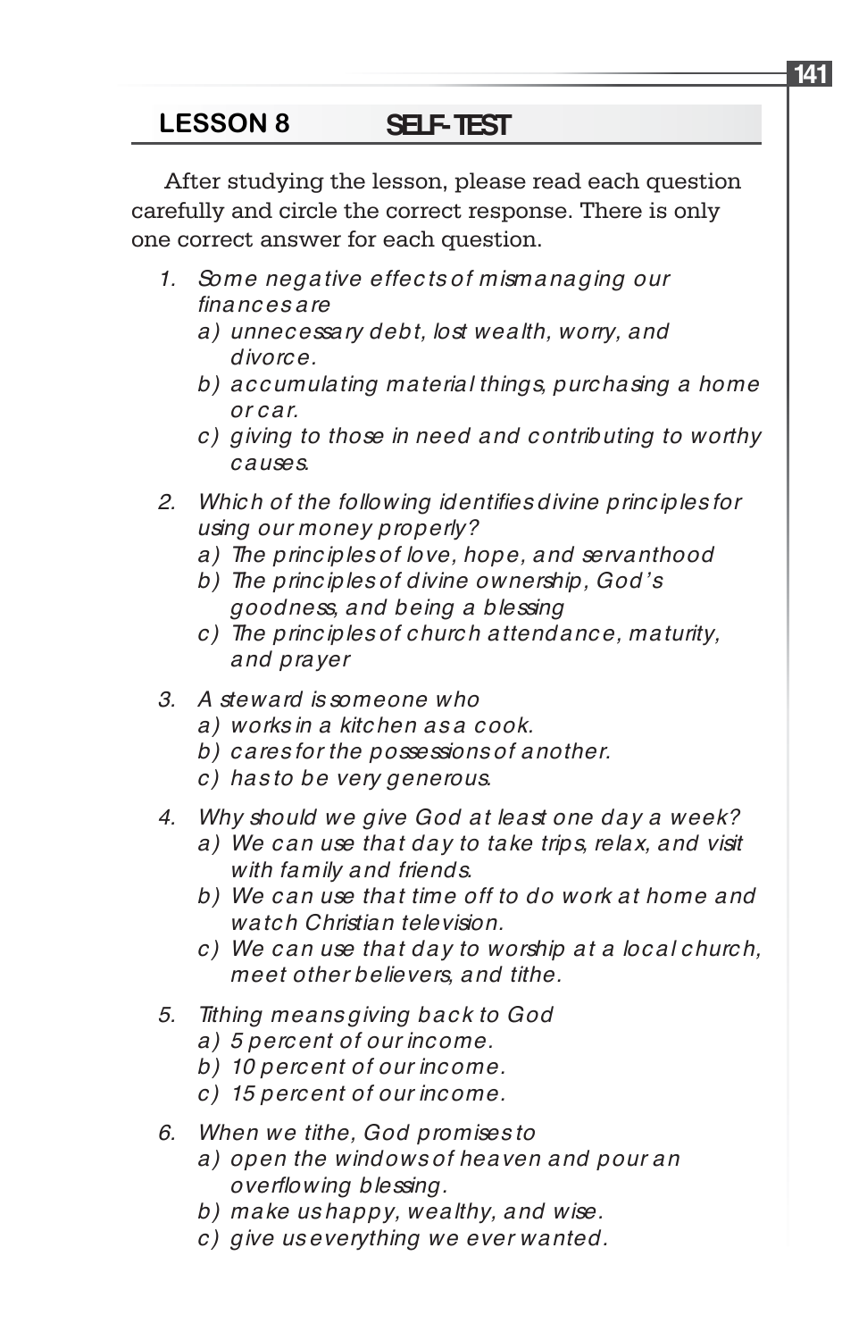## LESSON 8 SELF-TEST

After studying the lesson, please read each question carefully and circle the correct response. There is only one correct answer for each question.

1. *Some negative effects of mismanaging our finances are*
   a) *unnecessary debt, lost wealth, worry, and divorce.*
   b) *accumulating material things, purchasing a home or car.*
   c) *giving to those in need and contributing to worthy causes.*

2. *Which of the following identifies divine principles for using our money properly?*
   a) *The principles of love, hope, and servanthood*
   b) *The principles of divine ownership, God's goodness, and being a blessing*
   c) *The principles of church attendance, maturity, and prayer*

3. *A steward is someone who*
   a) *works in a kitchen as a cook.*
   b) *cares for the possessions of another.*
   c) *has to be very generous.*

4. *Why should we give God at least one day a week?*
   a) *We can use that day to take trips, relax, and visit with family and friends.*
   b) *We can use that time off to do work at home and watch Christian television.*
   c) *We can use that day to worship at a local church, meet other believers, and tithe.*

5. *Tithing means giving back to God*
   a) *5 percent of our income.*
   b) *10 percent of our income.*
   c) *15 percent of our income.*

6. *When we tithe, God promises to*
   a) *open the windows of heaven and pour an overflowing blessing.*
   b) *make us happy, wealthy, and wise.*
   c) *give us everything we ever wanted.*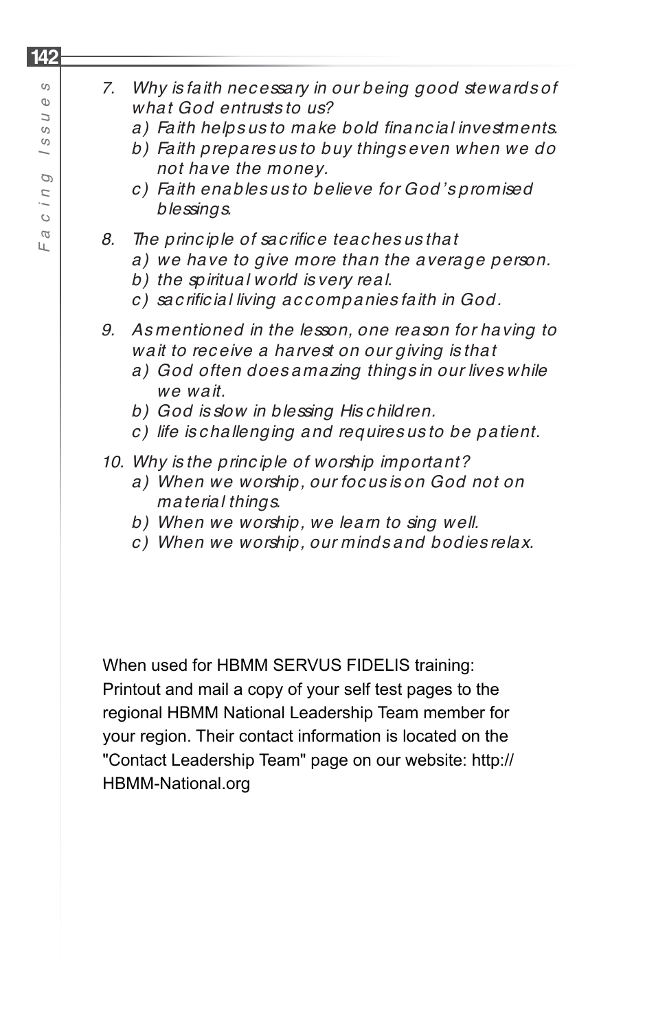*7. Why is faith necessary in our being good stewards of what God entrusts to us?*

*a) Faith helps us to make bold financial investments.*

*b) Faith prepares us to buy things even when we do not have the money.*

*c) Faith enables us to believe for God's promised blessings.*

*8. The principle of sacrifice teaches us that*

*a) we have to give more than the average person.*

*b) the spiritual world is very real.*

*c) sacrificial living accompanies faith in God.*

*9. As mentioned in the lesson, one reason for having to wait to receive a harvest on our giving is that*

*a) God often does amazing things in our lives while we wait.*

*b) God is slow in blessing His children.*

*c) life is challenging and requires us to be patient.*

*10. Why is the principle of worship important?*

*a) When we worship, our focus is on God not on material things.*

*b) When we worship, we learn to sing well.*

*c) When we worship, our minds and bodies relax.*

When used for HBMM SERVUS FIDELIS training: Printout and mail a copy of your self test pages to the regional HBMM National Leadership Team member for your region. Their contact information is located on the "Contact Leadership Team" page on our website: http://HBMM-National.org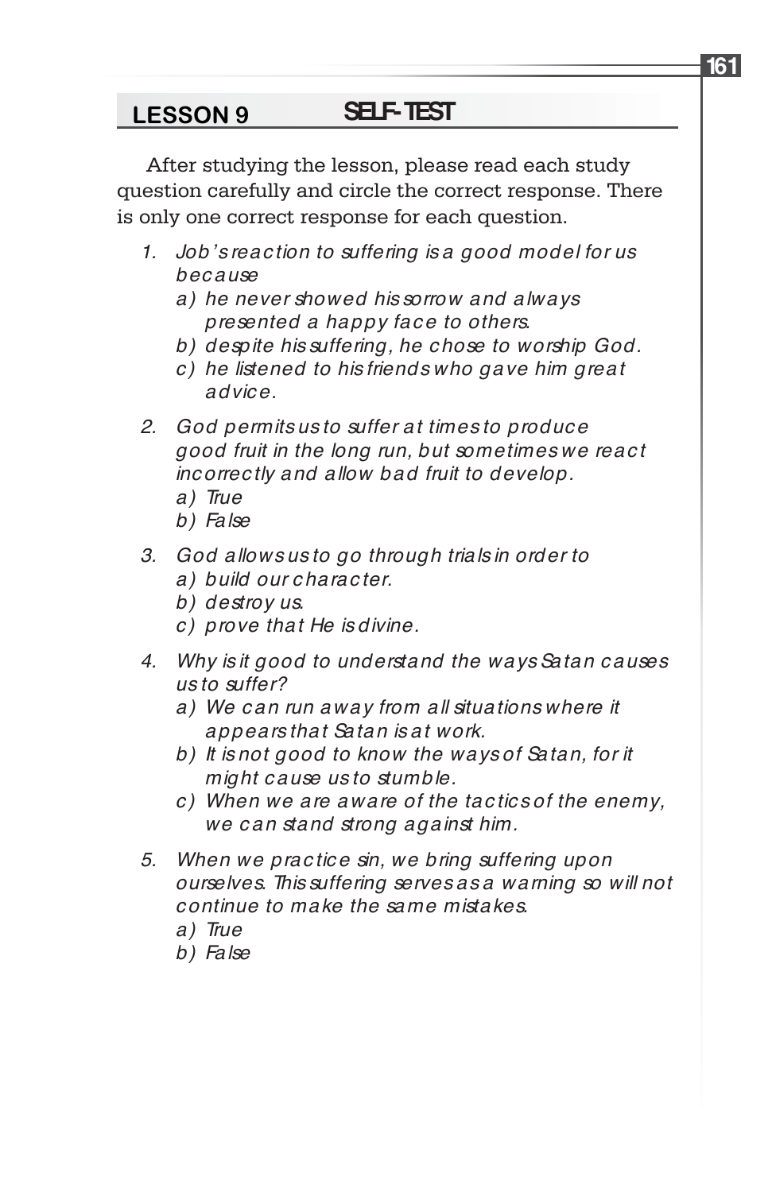## LESSON 9 SELF-TEST

After studying the lesson, please read each study question carefully and circle the correct response. There is only one correct response for each question.

1. *Job's reaction to suffering is a good model for us because*
   *a) he never showed his sorrow and always presented a happy face to others.*
   *b) despite his suffering, he chose to worship God.*
   *c) he listened to his friends who gave him great advice.*

2. *God permits us to suffer at times to produce good fruit in the long run, but sometimes we react incorrectly and allow bad fruit to develop.*
   *a) True*
   *b) False*

3. *God allows us to go through trials in order to*
   *a) build our character.*
   *b) destroy us.*
   *c) prove that He is divine.*

4. *Why is it good to understand the ways Satan causes us to suffer?*
   *a) We can run away from all situations where it appears that Satan is at work.*
   *b) It is not good to know the ways of Satan, for it might cause us to stumble.*
   *c) When we are aware of the tactics of the enemy, we can stand strong against him.*

5. *When we practice sin, we bring suffering upon ourselves. This suffering serves as a warning so will not continue to make the same mistakes.*
   *a) True*
   *b) False*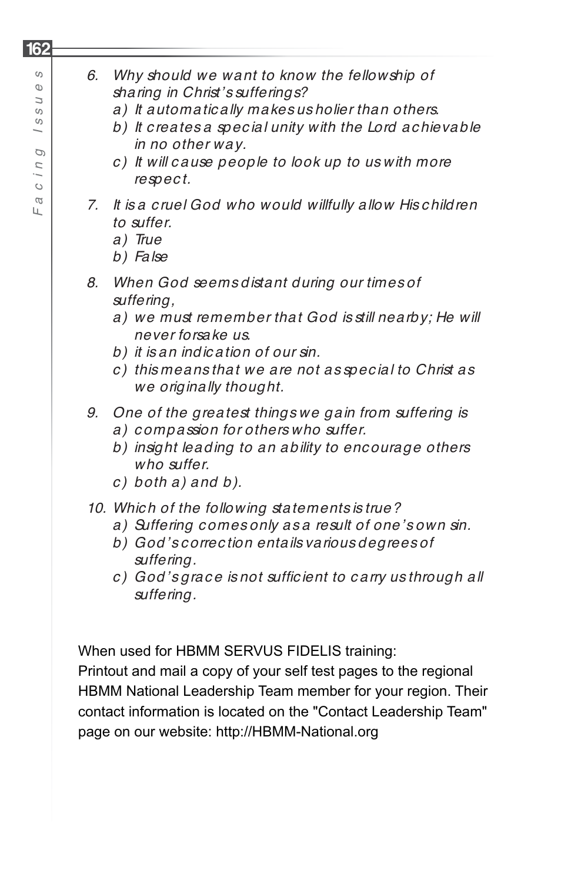6. *Why should we want to know the fellowship of sharing in Christ's sufferings?*
   a) *It automatically makes us holier than others.*
   b) *It creates a special unity with the Lord achievable in no other way.*
   c) *It will cause people to look up to us with more respect.*

7. *It is a cruel God who would willfully allow His children to suffer.*
   a) *True*
   b) *False*

8. *When God seems distant during our times of suffering,*
   a) *we must remember that God is still nearby; He will never forsake us.*
   b) *it is an indication of our sin.*
   c) *this means that we are not as special to Christ as we originally thought.*

9. *One of the greatest things we gain from suffering is*
   a) *compassion for others who suffer.*
   b) *insight leading to an ability to encourage others who suffer.*
   c) *both a) and b).*

10. *Which of the following statements is true?*
    a) *Suffering comes only as a result of one's own sin.*
    b) *God's correction entails various degrees of suffering.*
    c) *God's grace is not sufficient to carry us through all suffering.*

When used for HBMM SERVUS FIDELIS training:
Printout and mail a copy of your self test pages to the regional HBMM National Leadership Team member for your region. Their contact information is located on the "Contact Leadership Team" page on our website: http://HBMM-National.org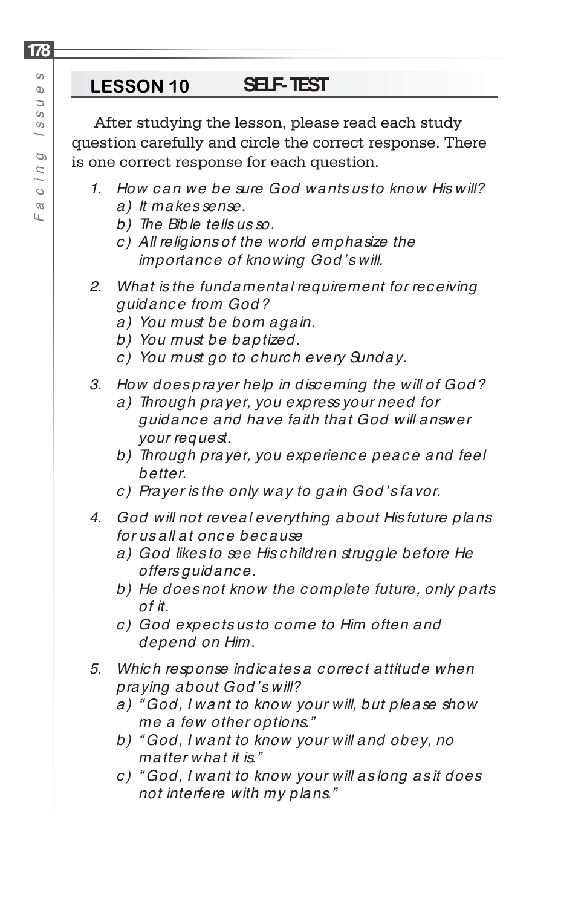## LESSON 10 SELF-TEST

After studying the lesson, please read each study question carefully and circle the correct response. There is one correct response for each question.

1. *How can we be sure God wants us to know His will?*
   a) *It makes sense.*
   b) *The Bible tells us so.*
   c) *All religions of the world emphasize the importance of knowing God's will.*

2. *What is the fundamental requirement for receiving guidance from God?*
   a) *You must be born again.*
   b) *You must be baptized.*
   c) *You must go to church every Sunday.*

3. *How does prayer help in discerning the will of God?*
   a) *Through prayer, you express your need for guidance and have faith that God will answer your request.*
   b) *Through prayer, you experience peace and feel better.*
   c) *Prayer is the only way to gain God's favor.*

4. *God will not reveal everything about His future plans for us all at once because*
   a) *God likes to see His children struggle before He offers guidance.*
   b) *He does not know the complete future, only parts of it.*
   c) *God expects us to come to Him often and depend on Him.*

5. *Which response indicates a correct attitude when praying about God's will?*
   a) *"God, I want to know your will, but please show me a few other options."*
   b) *"God, I want to know your will and obey, no matter what it is."*
   c) *"God, I want to know your will as long as it does not interfere with my plans."*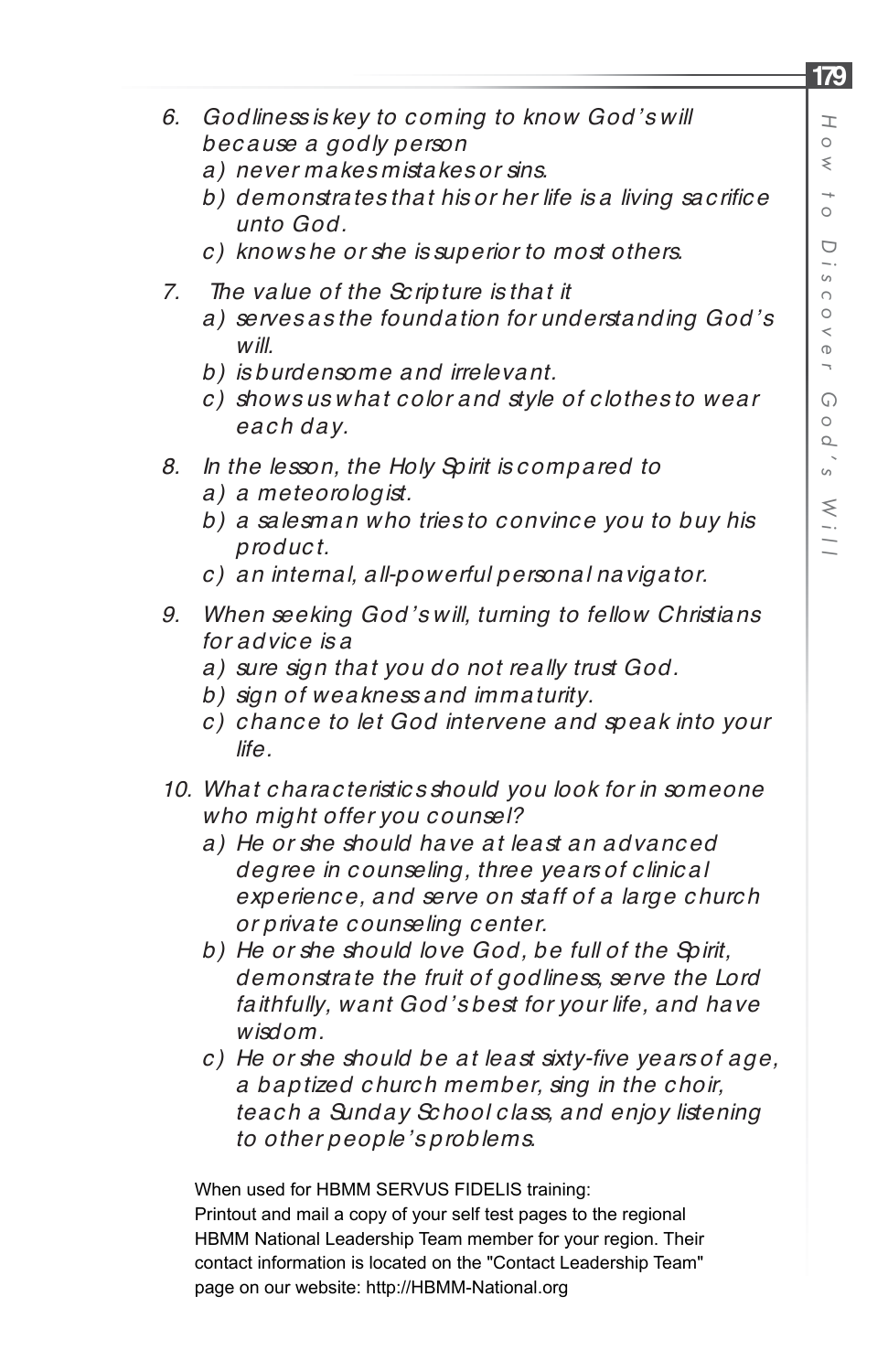6. Godliness is key to coming to know God's will because a godly person
   a) never makes mistakes or sins.
   b) demonstrates that his or her life is a living sacrifice unto God.
   c) knows he or she is superior to most others.

7. The value of the Scripture is that it
   a) serves as the foundation for understanding God's will.
   b) is burdensome and irrelevant.
   c) shows us what color and style of clothes to wear each day.

8. In the lesson, the Holy Spirit is compared to
   a) a meteorologist.
   b) a salesman who tries to convince you to buy his product.
   c) an internal, all-powerful personal navigator.

9. When seeking God's will, turning to fellow Christians for advice is a
   a) sure sign that you do not really trust God.
   b) sign of weakness and immaturity.
   c) chance to let God intervene and speak into your life.

10. What characteristics should you look for in someone who might offer you counsel?
    a) He or she should have at least an advanced degree in counseling, three years of clinical experience, and serve on staff of a large church or private counseling center.
    b) He or she should love God, be full of the Spirit, demonstrate the fruit of godliness, serve the Lord faithfully, want God's best for your life, and have wisdom.
    c) He or she should be at least sixty-five years of age, a baptized church member, sing in the choir, teach a Sunday School class, and enjoy listening to other people's problems.

When used for HBMM SERVUS FIDELIS training:
Printout and mail a copy of your self test pages to the regional HBMM National Leadership Team member for your region. Their contact information is located on the "Contact Leadership Team" page on our website: http://HBMM-National.org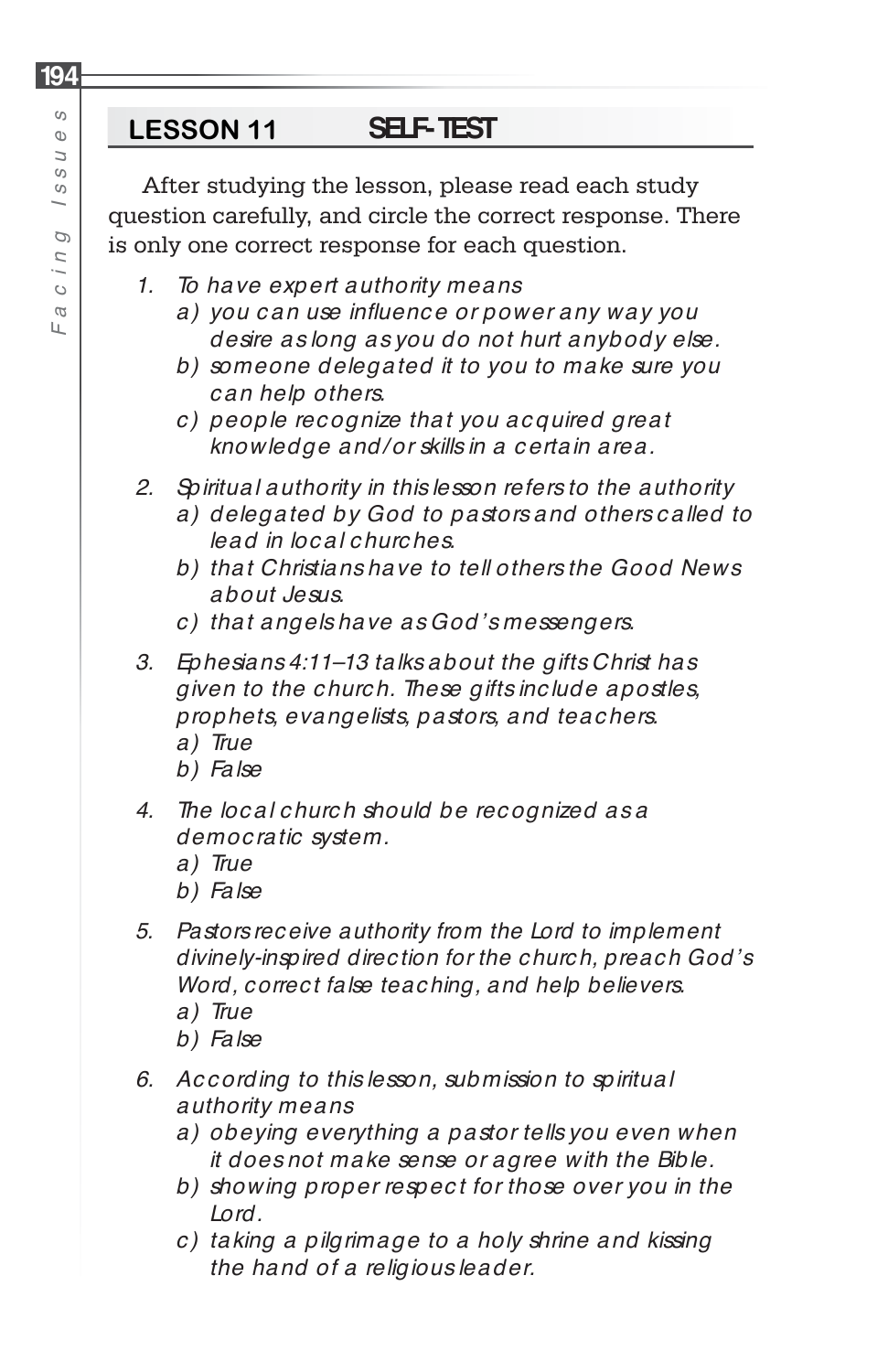## LESSON 11 SELF-TEST

After studying the lesson, please read each study question carefully, and circle the correct response. There is only one correct response for each question.

1. *To have expert authority means*
   - *a) you can use influence or power any way you desire as long as you do not hurt anybody else.*
   - *b) someone delegated it to you to make sure you can help others.*
   - *c) people recognize that you acquired great knowledge and/or skills in a certain area.*

2. *Spiritual authority in this lesson refers to the authority*
   - *a) delegated by God to pastors and others called to lead in local churches.*
   - *b) that Christians have to tell others the Good News about Jesus.*
   - *c) that angels have as God's messengers.*

3. *Ephesians 4:11–13 talks about the gifts Christ has given to the church. These gifts include apostles, prophets, evangelists, pastors, and teachers.*
   - *a) True*
   - *b) False*

4. *The local church should be recognized as a democratic system.*
   - *a) True*
   - *b) False*

5. *Pastors receive authority from the Lord to implement divinely-inspired direction for the church, preach God's Word, correct false teaching, and help believers.*
   - *a) True*
   - *b) False*

6. *According to this lesson, submission to spiritual authority means*
   - *a) obeying everything a pastor tells you even when it does not make sense or agree with the Bible.*
   - *b) showing proper respect for those over you in the Lord.*
   - *c) taking a pilgrimage to a holy shrine and kissing the hand of a religious leader.*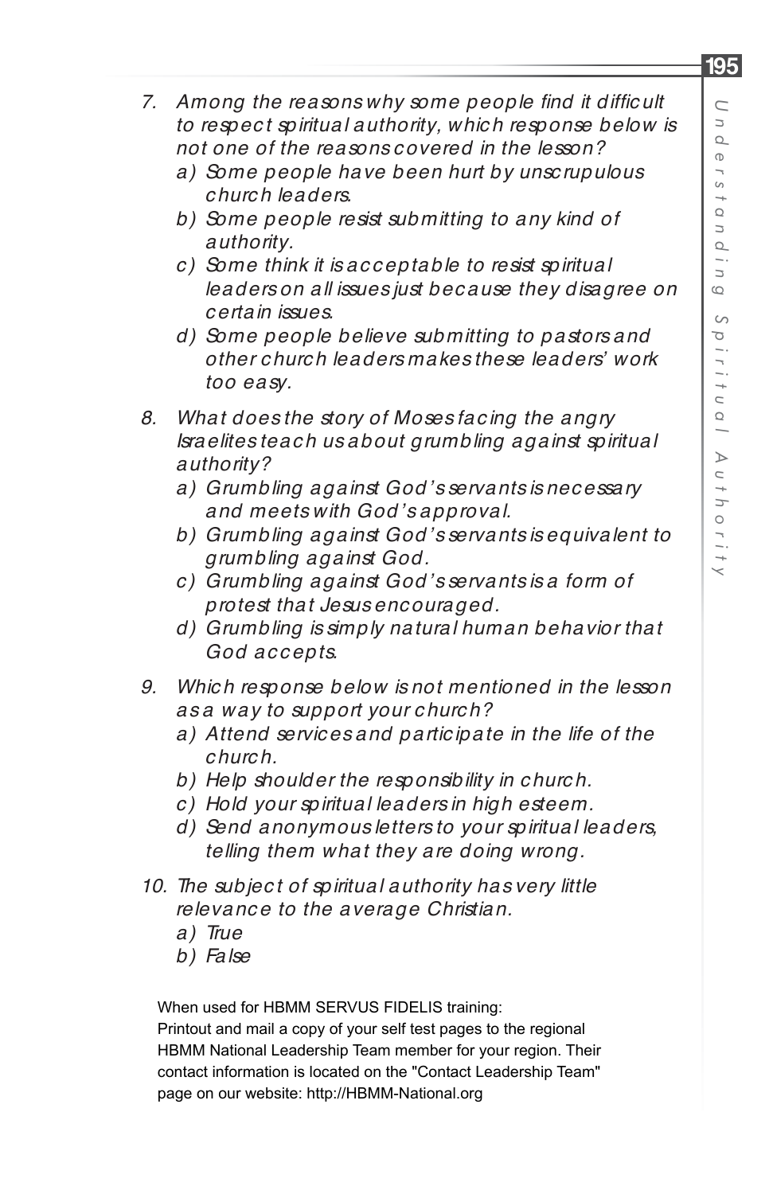7. *Among the reasons why some people find it difficult to respect spiritual authority, which response below is not one of the reasons covered in the lesson?*
   a) *Some people have been hurt by unscrupulous church leaders.*
   b) *Some people resist submitting to any kind of authority.*
   c) *Some think it is acceptable to resist spiritual leaders on all issues just because they disagree on certain issues.*
   d) *Some people believe submitting to pastors and other church leaders makes these leaders' work too easy.*

8. *What does the story of Moses facing the angry Israelites teach us about grumbling against spiritual authority?*
   a) *Grumbling against God's servants is necessary and meets with God's approval.*
   b) *Grumbling against God's servants is equivalent to grumbling against God.*
   c) *Grumbling against God's servants is a form of protest that Jesus encouraged.*
   d) *Grumbling is simply natural human behavior that God accepts.*

9. *Which response below is not mentioned in the lesson as a way to support your church?*
   a) *Attend services and participate in the life of the church.*
   b) *Help shoulder the responsibility in church.*
   c) *Hold your spiritual leaders in high esteem.*
   d) *Send anonymous letters to your spiritual leaders, telling them what they are doing wrong.*

10. *The subject of spiritual authority has very little relevance to the average Christian.*
    a) *True*
    b) *False*

When used for HBMM SERVUS FIDELIS training:
Printout and mail a copy of your self test pages to the regional HBMM National Leadership Team member for your region. Their contact information is located on the "Contact Leadership Team" page on our website: http://HBMM-National.org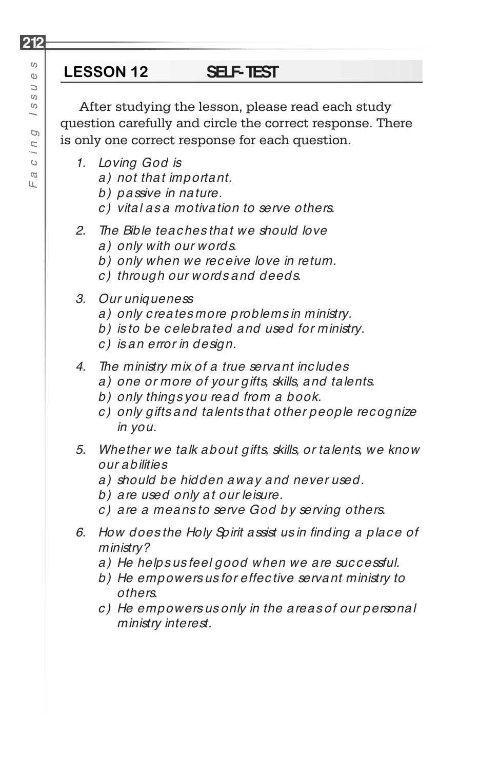## LESSON 12 SELF-TEST

After studying the lesson, please read each study question carefully and circle the correct response. There is only one correct response for each question.

1. *Loving God is*
   - *a) not that important.*
   - *b) passive in nature.*
   - *c) vital as a motivation to serve others.*

2. *The Bible teaches that we should love*
   - *a) only with our words.*
   - *b) only when we receive love in return.*
   - *c) through our words and deeds.*

3. *Our uniqueness*
   - *a) only creates more problems in ministry.*
   - *b) is to be celebrated and used for ministry.*
   - *c) is an error in design.*

4. *The ministry mix of a true servant includes*
   - *a) one or more of your gifts, skills, and talents.*
   - *b) only things you read from a book.*
   - *c) only gifts and talents that other people recognize in you.*

5. *Whether we talk about gifts, skills, or talents, we know our abilities*
   - *a) should be hidden away and never used.*
   - *b) are used only at our leisure.*
   - *c) are a means to serve God by serving others.*

6. *How does the Holy Spirit assist us in finding a place of ministry?*
   - *a) He helps us feel good when we are successful.*
   - *b) He empowers us for effective servant ministry to others.*
   - *c) He empowers us only in the areas of our personal ministry interest.*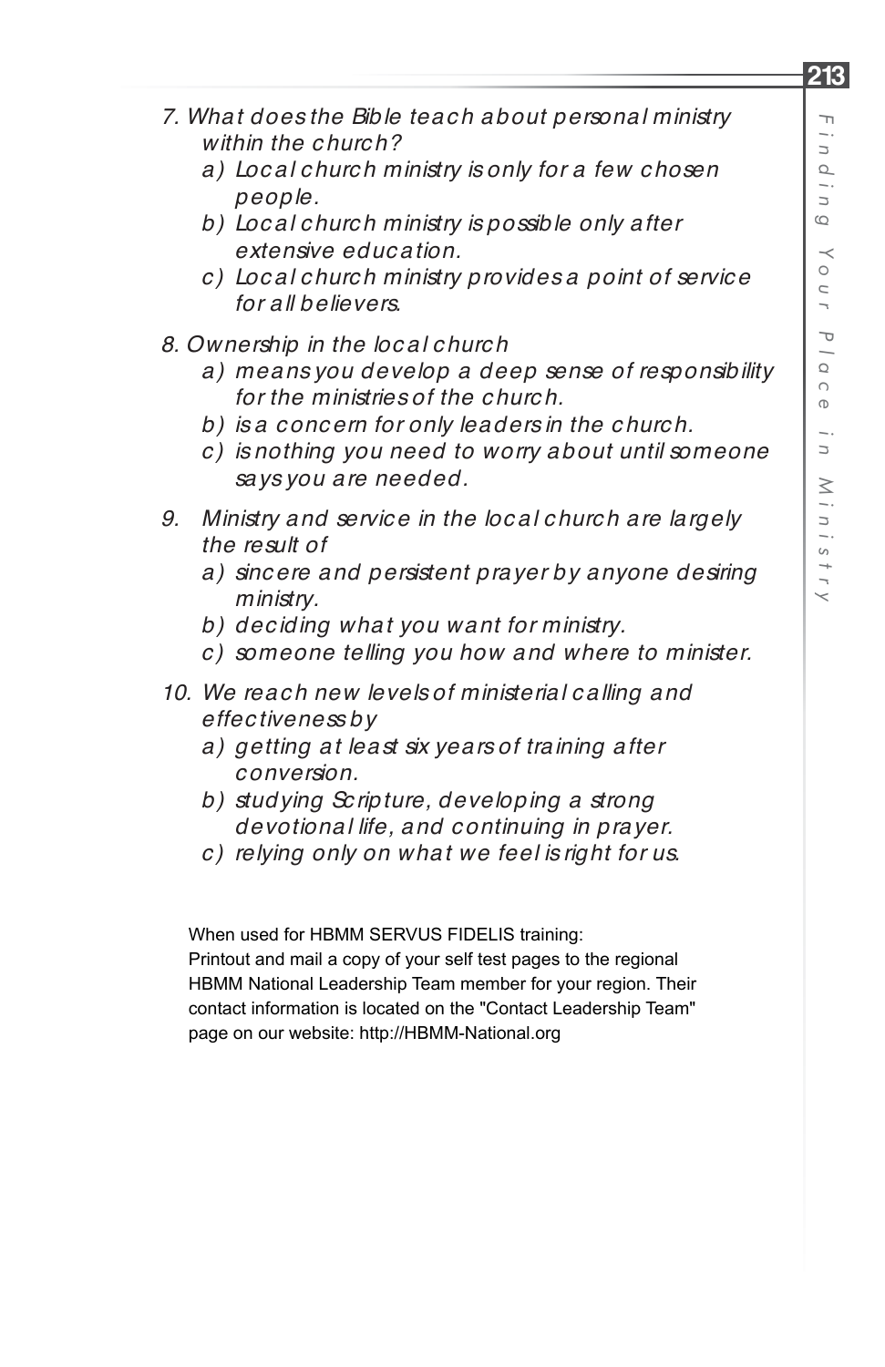*7. What does the Bible teach about personal ministry within the church?*

*a) Local church ministry is only for a few chosen people.*

*b) Local church ministry is possible only after extensive education.*

*c) Local church ministry provides a point of service for all believers.*

*8. Ownership in the local church*

*a) means you develop a deep sense of responsibility for the ministries of the church.*

*b) is a concern for only leaders in the church.*

*c) is nothing you need to worry about until someone says you are needed.*

*9. Ministry and service in the local church are largely the result of*

*a) sincere and persistent prayer by anyone desiring ministry.*

*b) deciding what you want for ministry.*

*c) someone telling you how and where to minister.*

*10. We reach new levels of ministerial calling and effectiveness by*

*a) getting at least six years of training after conversion.*

*b) studying Scripture, developing a strong devotional life, and continuing in prayer.*

*c) relying only on what we feel is right for us.*

When used for HBMM SERVUS FIDELIS training:
Printout and mail a copy of your self test pages to the regional HBMM National Leadership Team member for your region. Their contact information is located on the "Contact Leadership Team" page on our website: http://HBMM-National.org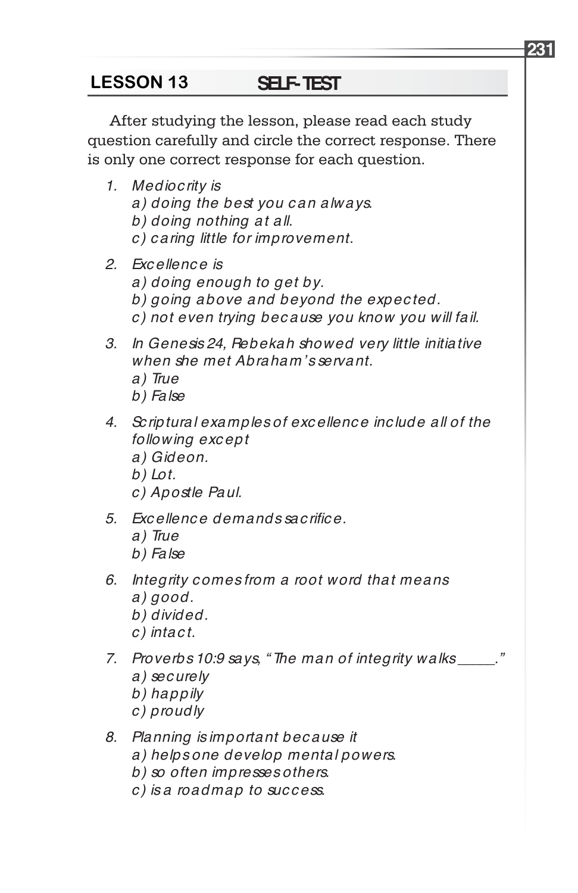## LESSON 13 SELF-TEST

After studying the lesson, please read each study question carefully and circle the correct response. There is only one correct response for each question.

1. *Mediocrity is*
   *a) doing the best you can always.*
   *b) doing nothing at all.*
   *c) caring little for improvement.*

2. *Excellence is*
   *a) doing enough to get by.*
   *b) going above and beyond the expected.*
   *c) not even trying because you know you will fail.*

3. *In Genesis 24, Rebekah showed very little initiative when she met Abraham's servant.*
   *a) True*
   *b) False*

4. *Scriptural examples of excellence include all of the following except*
   *a) Gideon.*
   *b) Lot.*
   *c) Apostle Paul.*

5. *Excellence demands sacrifice.*
   *a) True*
   *b) False*

6. *Integrity comes from a root word that means*
   *a) good.*
   *b) divided.*
   *c) intact.*

7. *Proverbs 10:9 says, "The man of integrity walks _____."*
   *a) securely*
   *b) happily*
   *c) proudly*

8. *Planning is important because it*
   *a) helps one develop mental powers.*
   *b) so often impresses others.*
   *c) is a roadmap to success.*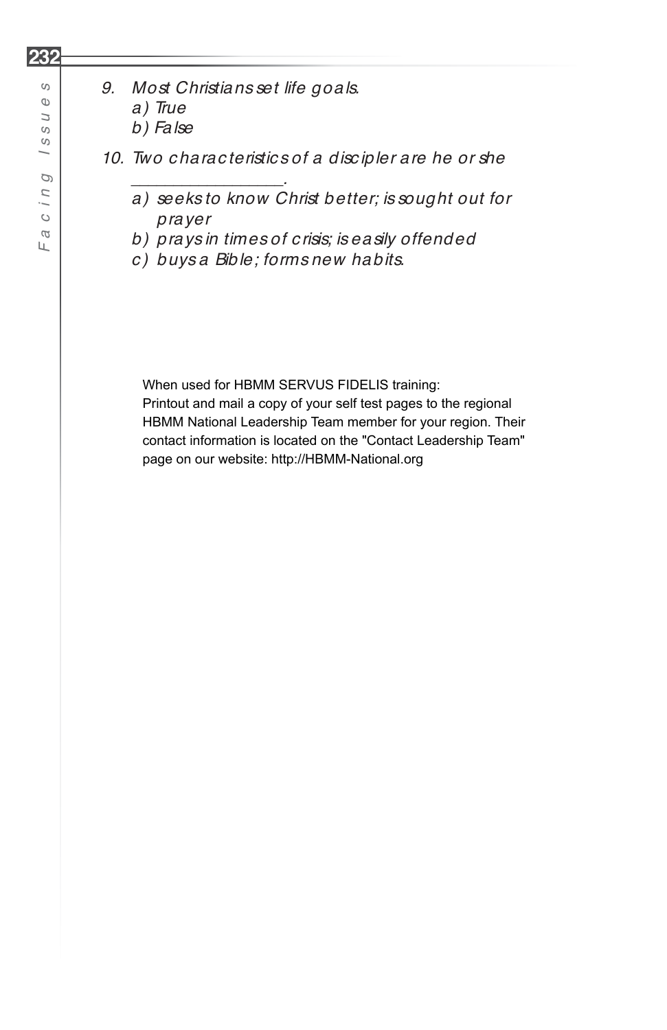9. *Most Christians set life goals.*
   *a) True*
   *b) False*

10. *Two characteristics of a discipler are he or she ________________.*
    *a) seeks to know Christ better; is sought out for prayer*
    *b) prays in times of crisis; is easily offended*
    *c) buys a Bible; forms new habits.*

When used for HBMM SERVUS FIDELIS training:
Printout and mail a copy of your self test pages to the regional HBMM National Leadership Team member for your region. Their contact information is located on the "Contact Leadership Team" page on our website: http://HBMM-National.org